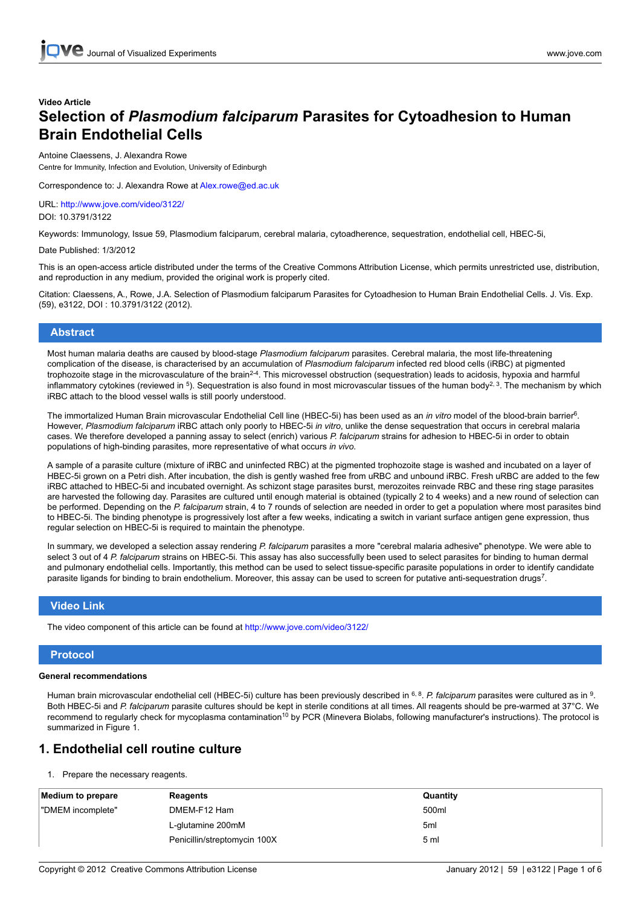Video Article

# Selection of *Plasmodium falciparum* Parasites for Cytoadhesion to Human Brain Endothelial Cells

Antoine Claessens, J. Alexandra Rowe

Centre for Immunity, Infection and Evolution, University of Edinburgh

Correspondence to: J. Alexandra Rowe at Alex.rowe@ed.ac.uk

URL: http://www.jove.com/video/3122/

DOI: 10.3791/3122

Keywords: Immunology, Issue 59, Plasmodium falciparum, cerebral malaria, cytoadherence, sequestration, endothelial cell, HBEC-5i,

Date Published: 1/3/2012

This is an open-access article distributed under the terms of the Creative Commons Attribution License, which permits unrestricted use, distribution, and reproduction in any medium, provided the original work is properly cited.

Citation: Claessens, A., Rowe, J.A. Selection of Plasmodium falciparum Parasites for Cytoadhesion to Human Brain Endothelial Cells. J. Vis. Exp. (59), e3122, DOI : 10.3791/3122 (2012).

## Abstract

Most human malaria deaths are caused by blood-stage *Plasmodium falciparum* parasites. Cerebral malaria, the most life-threatening complication of the disease, is characterised by an accumulation of *Plasmodium falciparum* infected red blood cells (iRBC) at pigmented trophozoite stage in the microvasculature of the brain[2-4]. This microvessel obstruction (sequestration) leads to acidosis, hypoxia and harmful inflammatory cytokines (reviewed in [5]). Sequestration is also found in most microvascular tissues of the human body[2, 3]. The mechanism by which iRBC attach to the blood vessel walls is still poorly understood.

The immortalized Human Brain microvascular Endothelial Cell line (HBEC-5i) has been used as an *in vitro* model of the blood-brain barrier[6]. However, *Plasmodium falciparum* iRBC attach only poorly to HBEC-5i *in vitro*, unlike the dense sequestration that occurs in cerebral malaria cases. We therefore developed a panning assay to select (enrich) various *P. falciparum* strains for adhesion to HBEC-5i in order to obtain populations of high-binding parasites, more representative of what occurs *in vivo*.

A sample of a parasite culture (mixture of iRBC and uninfected RBC) at the pigmented trophozoite stage is washed and incubated on a layer of HBEC-5i grown on a Petri dish. After incubation, the dish is gently washed free from uRBC and unbound iRBC. Fresh uRBC are added to the few iRBC attached to HBEC-5i and incubated overnight. As schizont stage parasites burst, merozoites reinvade RBC and these ring stage parasites are harvested the following day. Parasites are cultured until enough material is obtained (typically 2 to 4 weeks) and a new round of selection can be performed. Depending on the *P. falciparum* strain, 4 to 7 rounds of selection are needed in order to get a population where most parasites bind to HBEC-5i. The binding phenotype is progressively lost after a few weeks, indicating a switch in variant surface antigen gene expression, thus regular selection on HBEC-5i is required to maintain the phenotype.

In summary, we developed a selection assay rendering *P. falciparum* parasites a more "cerebral malaria adhesive" phenotype. We were able to select 3 out of 4 *P. falciparum* strains on HBEC-5i. This assay has also successfully been used to select parasites for binding to human dermal and pulmonary endothelial cells. Importantly, this method can be used to select tissue-specific parasite populations in order to identify candidate parasite ligands for binding to brain endothelium. Moreover, this assay can be used to screen for putative anti-sequestration drugs[7].

## Video Link

The video component of this article can be found at http://www.jove.com/video/3122/

## Protocol

**General recommendations**

Human brain microvascular endothelial cell (HBEC-5i) culture has been previously described in [6, 8]. *P. falciparum* parasites were cultured as in [9]. Both HBEC-5i and *P. falciparum* parasite cultures should be kept in sterile conditions at all times. All reagents should be pre-warmed at 37°C. We recommend to regularly check for mycoplasma contamination[10] by PCR (Minevera Biolabs, following manufacturer's instructions). The protocol is summarized in Figure 1.

## 1. Endothelial cell routine culture

1. Prepare the necessary reagents.

| Medium to prepare | Reagents | Quantity |
|---|---|---|
| "DMEM incomplete" | DMEM-F12 Ham | 500ml |
| | L-glutamine 200mM | 5ml |
| | Penicillin/streptomycin 100X | 5 ml |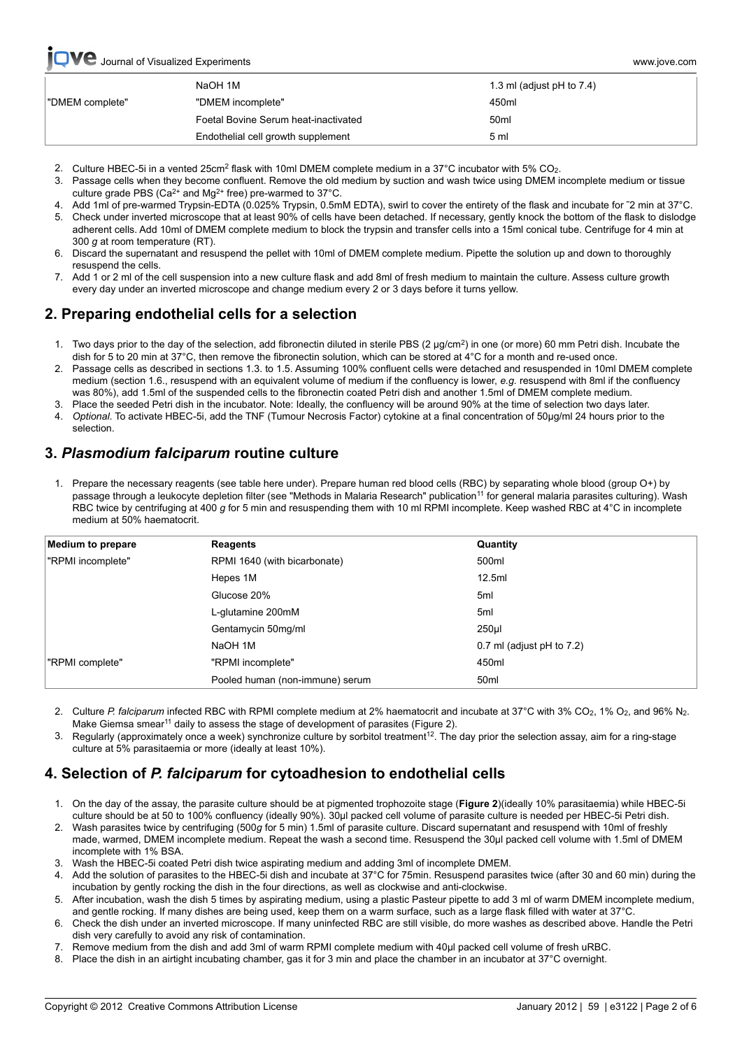| | NaOH 1M | 1.3 ml (adjust pH to 7.4) |
|---|---|---|
| "DMEM complete" | "DMEM incomplete" | 450ml |
| | Foetal Bovine Serum heat-inactivated | 50ml |
| | Endothelial cell growth supplement | 5 ml |

2. Culture HBEC-5i in a vented 25cm$^2$ flask with 10ml DMEM complete medium in a 37°C incubator with 5% $CO_2$.
3. Passage cells when they become confluent. Remove the old medium by suction and wash twice using DMEM incomplete medium or tissue culture grade PBS ($Ca^{2+}$ and $Mg^{2+}$ free) pre-warmed to 37°C.
4. Add 1ml of pre-warmed Trypsin-EDTA (0.025% Trypsin, 0.5mM EDTA), swirl to cover the entirety of the flask and incubate for ˜2 min at 37°C.
5. Check under inverted microscope that at least 90% of cells have been detached. If necessary, gently knock the bottom of the flask to dislodge adherent cells. Add 10ml of DMEM complete medium to block the trypsin and transfer cells into a 15ml conical tube. Centrifuge for 4 min at 300 *g* at room temperature (RT).
6. Discard the supernatant and resuspend the pellet with 10ml of DMEM complete medium. Pipette the solution up and down to thoroughly resuspend the cells.
7. Add 1 or 2 ml of the cell suspension into a new culture flask and add 8ml of fresh medium to maintain the culture. Assess culture growth every day under an inverted microscope and change medium every 2 or 3 days before it turns yellow.

## 2. Preparing endothelial cells for a selection

1. Two days prior to the day of the selection, add fibronectin diluted in sterile PBS (2 µg/cm$^2$) in one (or more) 60 mm Petri dish. Incubate the dish for 5 to 20 min at 37°C, then remove the fibronectin solution, which can be stored at 4°C for a month and re-used once.
2. Passage cells as described in sections 1.3. to 1.5. Assuming 100% confluent cells were detached and resuspended in 10ml DMEM complete medium (section 1.6., resuspend with an equivalent volume of medium if the confluency is lower, *e.g.* resuspend with 8ml if the confluency was 80%), add 1.5ml of the suspended cells to the fibronectin coated Petri dish and another 1.5ml of DMEM complete medium.
3. Place the seeded Petri dish in the incubator. Note: Ideally, the confluency will be around 90% at the time of selection two days later.
4. *Optional.* To activate HBEC-5i, add the TNF (Tumour Necrosis Factor) cytokine at a final concentration of 50µg/ml 24 hours prior to the selection.

## 3. *Plasmodium falciparum* routine culture

1. Prepare the necessary reagents (see table here under). Prepare human red blood cells (RBC) by separating whole blood (group O+) by passage through a leukocyte depletion filter (see "Methods in Malaria Research" publication[11] for general malaria parasites culturing). Wash RBC twice by centrifuging at 400 *g* for 5 min and resuspending them with 10 ml RPMI incomplete. Keep washed RBC at 4°C in incomplete medium at 50% haematocrit.

| Medium to prepare | Reagents | Quantity |
|---|---|---|
| "RPMI incomplete" | RPMI 1640 (with bicarbonate) | 500ml |
| | Hepes 1M | 12.5ml |
| | Glucose 20% | 5ml |
| | L-glutamine 200mM | 5ml |
| | Gentamycin 50mg/ml | 250µl |
| | NaOH 1M | 0.7 ml (adjust pH to 7.2) |
| "RPMI complete" | "RPMI incomplete" | 450ml |
| | Pooled human (non-immune) serum | 50ml |

2. Culture *P. falciparum* infected RBC with RPMI complete medium at 2% haematocrit and incubate at 37°C with 3% $CO_2$, 1% $O_2$, and 96% $N_2$. Make Giemsa smear[11] daily to assess the stage of development of parasites (Figure 2).
3. Regularly (approximately once a week) synchronize culture by sorbitol treatment[12]. The day prior the selection assay, aim for a ring-stage culture at 5% parasitaemia or more (ideally at least 10%).

## 4. Selection of *P. falciparum* for cytoadhesion to endothelial cells

1. On the day of the assay, the parasite culture should be at pigmented trophozoite stage (**Figure 2**)(ideally 10% parasitaemia) while HBEC-5i culture should be at 50 to 100% confluency (ideally 90%). 30µl packed cell volume of parasite culture is needed per HBEC-5i Petri dish.
2. Wash parasites twice by centrifuging (500*g* for 5 min) 1.5ml of parasite culture. Discard supernatant and resuspend with 10ml of freshly made, warmed, DMEM incomplete medium. Repeat the wash a second time. Resuspend the 30µl packed cell volume with 1.5ml of DMEM incomplete with 1% BSA.
3. Wash the HBEC-5i coated Petri dish twice aspirating medium and adding 3ml of incomplete DMEM.
4. Add the solution of parasites to the HBEC-5i dish and incubate at 37°C for 75min. Resuspend parasites twice (after 30 and 60 min) during the incubation by gently rocking the dish in the four directions, as well as clockwise and anti-clockwise.
5. After incubation, wash the dish 5 times by aspirating medium, using a plastic Pasteur pipette to add 3 ml of warm DMEM incomplete medium, and gentle rocking. If many dishes are being used, keep them on a warm surface, such as a large flask filled with water at 37°C.
6. Check the dish under an inverted microscope. If many uninfected RBC are still visible, do more washes as described above. Handle the Petri dish very carefully to avoid any risk of contamination.
7. Remove medium from the dish and add 3ml of warm RPMI complete medium with 40µl packed cell volume of fresh uRBC.
8. Place the dish in an airtight incubating chamber, gas it for 3 min and place the chamber in an incubator at 37°C overnight.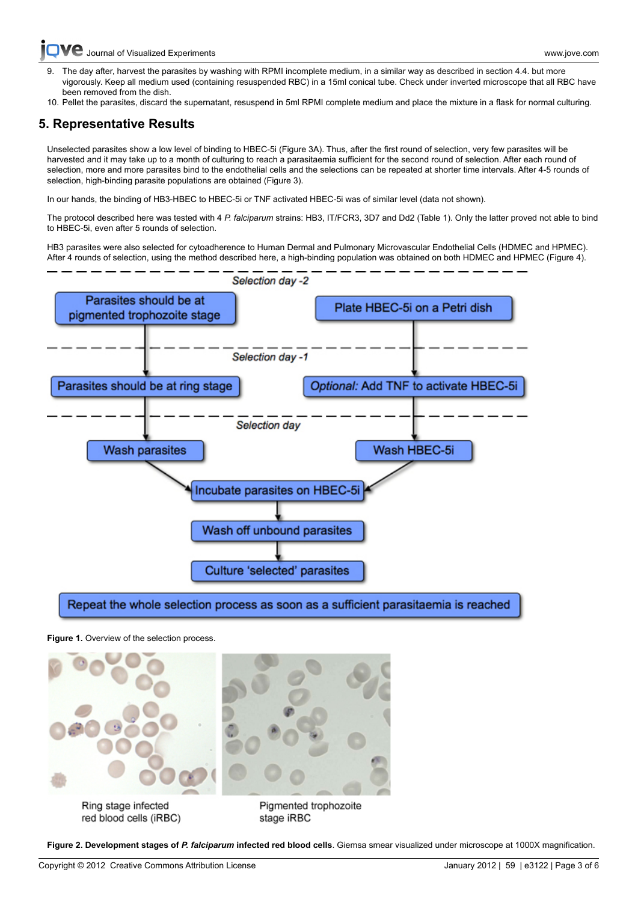9. The day after, harvest the parasites by washing with RPMI incomplete medium, in a similar way as described in section 4.4. but more vigorously. Keep all medium used (containing resuspended RBC) in a 15ml conical tube. Check under inverted microscope that all RBC have been removed from the dish.
10. Pellet the parasites, discard the supernatant, resuspend in 5ml RPMI complete medium and place the mixture in a flask for normal culturing.

## 5. Representative Results

Unselected parasites show a low level of binding to HBEC-5i (Figure 3A). Thus, after the first round of selection, very few parasites will be harvested and it may take up to a month of culturing to reach a parasitaemia sufficient for the second round of selection. After each round of selection, more and more parasites bind to the endothelial cells and the selections can be repeated at shorter time intervals. After 4-5 rounds of selection, high-binding parasite populations are obtained (Figure 3).

In our hands, the binding of HB3-HBEC to HBEC-5i or TNF activated HBEC-5i was of similar level (data not shown).

The protocol described here was tested with 4 *P. falciparum* strains: HB3, IT/FCR3, 3D7 and Dd2 (Table 1). Only the latter proved not able to bind to HBEC-5i, even after 5 rounds of selection.

HB3 parasites were also selected for cytoadherence to Human Dermal and Pulmonary Microvascular Endothelial Cells (HDMEC and HPMEC). After 4 rounds of selection, using the method described here, a high-binding population was obtained on both HDMEC and HPMEC (Figure 4).

Selection day -2
- Parasites should be at pigmented trophozoite stage
- Plate HBEC-5i on a Petri dish

Selection day -1
- Parasites should be at ring stage
- *Optional:* Add TNF to activate HBEC-5i

Selection day
- Wash parasites
- Wash HBEC-5i
- Incubate parasites on HBEC-5i
- Wash off unbound parasites
- Culture 'selected' parasites

Repeat the whole selection process as soon as a sufficient parasitaemia is reached

**Figure 1.** Overview of the selection process.

Ring stage infected red blood cells (iRBC)

Pigmented trophozoite stage iRBC

**Figure 2. Development stages of *P. falciparum* infected red blood cells**. Giemsa smear visualized under microscope at 1000X magnification.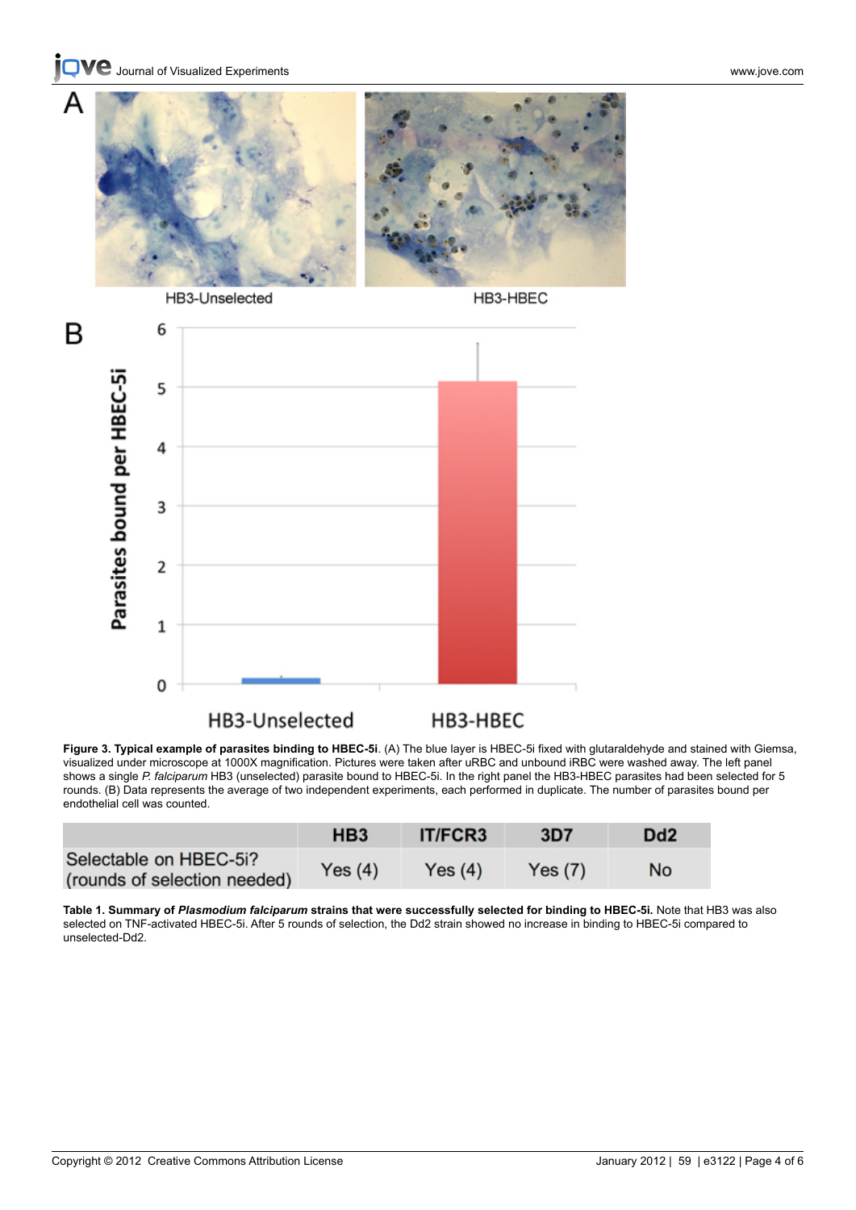**Figure 3. Typical example of parasites binding to HBEC-5i**. (A) The blue layer is HBEC-5i fixed with glutaraldehyde and stained with Giemsa, visualized under microscope at 1000X magnification. Pictures were taken after uRBC and unbound iRBC were washed away. The left panel shows a single *P. falciparum* HB3 (unselected) parasite bound to HBEC-5i. In the right panel the HB3-HBEC parasites had been selected for 5 rounds. (B) Data represents the average of two independent experiments, each performed in duplicate. The number of parasites bound per endothelial cell was counted.

| | HB3 | IT/FCR3 | 3D7 | Dd2 |
|---|---|---|---|---|
| Selectable on HBEC-5i? (rounds of selection needed) | Yes (4) | Yes (4) | Yes (7) | No |

**Table 1. Summary of *Plasmodium falciparum* strains that were successfully selected for binding to HBEC-5i.** Note that HB3 was also selected on TNF-activated HBEC-5i. After 5 rounds of selection, the Dd2 strain showed no increase in binding to HBEC-5i compared to unselected-Dd2.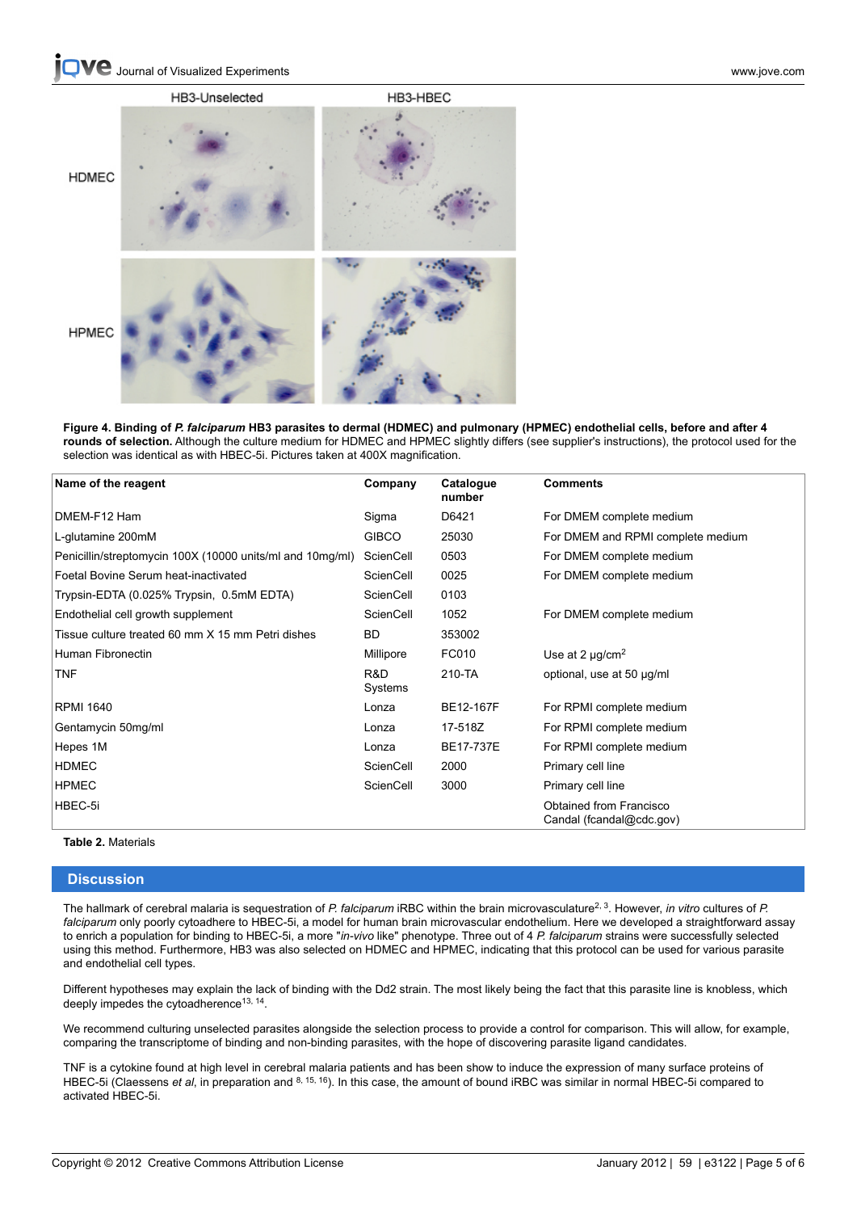**Figure 4. Binding of *P. falciparum* HB3 parasites to dermal (HDMEC) and pulmonary (HPMEC) endothelial cells, before and after 4 rounds of selection.** Although the culture medium for HDMEC and HPMEC slightly differs (see supplier's instructions), the protocol used for the selection was identical as with HBEC-5i. Pictures taken at 400X magnification.

| Name of the reagent | Company | Catalogue number | Comments |
| --- | --- | --- | --- |
| DMEM-F12 Ham | Sigma | D6421 | For DMEM complete medium |
| L-glutamine 200mM | GIBCO | 25030 | For DMEM and RPMI complete medium |
| Penicillin/streptomycin 100X (10000 units/ml and 10mg/ml) | ScienCell | 0503 | For DMEM complete medium |
| Foetal Bovine Serum heat-inactivated | ScienCell | 0025 | For DMEM complete medium |
| Trypsin-EDTA (0.025% Trypsin, 0.5mM EDTA) | ScienCell | 0103 | |
| Endothelial cell growth supplement | ScienCell | 1052 | For DMEM complete medium |
| Tissue culture treated 60 mm X 15 mm Petri dishes | BD | 353002 | |
| Human Fibronectin | Millipore | FC010 | Use at 2 µg/cm$^2$ |
| TNF | R&D Systems | 210-TA | optional, use at 50 µg/ml |
| RPMI 1640 | Lonza | BE12-167F | For RPMI complete medium |
| Gentamycin 50mg/ml | Lonza | 17-518Z | For RPMI complete medium |
| Hepes 1M | Lonza | BE17-737E | For RPMI complete medium |
| HDMEC | ScienCell | 2000 | Primary cell line |
| HPMEC | ScienCell | 3000 | Primary cell line |
| HBEC-5i | | | Obtained from Francisco Candal (fcandal@cdc.gov) |

**Table 2.** Materials

## Discussion

The hallmark of cerebral malaria is sequestration of *P. falciparum* iRBC within the brain microvasculature[2, 3]. However, *in vitro* cultures of *P. falciparum* only poorly cytoadhere to HBEC-5i, a model for human brain microvascular endothelium. Here we developed a straightforward assay to enrich a population for binding to HBEC-5i, a more "*in-vivo* like" phenotype. Three out of 4 *P. falciparum* strains were successfully selected using this method. Furthermore, HB3 was also selected on HDMEC and HPMEC, indicating that this protocol can be used for various parasite and endothelial cell types.

Different hypotheses may explain the lack of binding with the Dd2 strain. The most likely being the fact that this parasite line is knobless, which deeply impedes the cytoadherence[13, 14].

We recommend culturing unselected parasites alongside the selection process to provide a control for comparison. This will allow, for example, comparing the transcriptome of binding and non-binding parasites, with the hope of discovering parasite ligand candidates.

TNF is a cytokine found at high level in cerebral malaria patients and has been show to induce the expression of many surface proteins of HBEC-5i (Claessens *et al*, in preparation and [8, 15, 16]). In this case, the amount of bound iRBC was similar in normal HBEC-5i compared to activated HBEC-5i.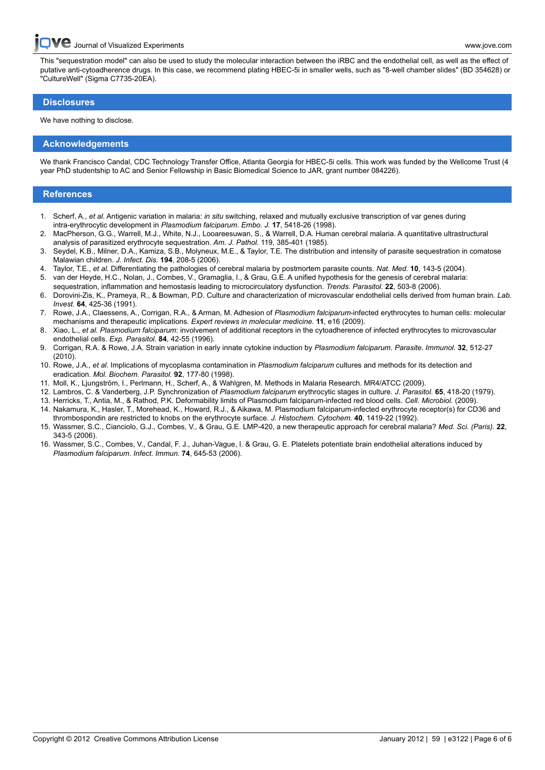This "sequestration model" can also be used to study the molecular interaction between the iRBC and the endothelial cell, as well as the effect of putative anti-cytoadherence drugs. In this case, we recommend plating HBEC-5i in smaller wells, such as "8-well chamber slides" (BD 354628) or "CultureWell" (Sigma C7735-20EA).

## Disclosures

We have nothing to disclose.

## Acknowledgements

We thank Francisco Candal, CDC Technology Transfer Office, Atlanta Georgia for HBEC-5i cells. This work was funded by the Wellcome Trust (4 year PhD studentship to AC and Senior Fellowship in Basic Biomedical Science to JAR, grant number 084226).

## References

1. Scherf, A., *et al.* Antigenic variation in malaria: *in situ* switching, relaxed and mutually exclusive transcription of var genes during intra-erythrocytic development in *Plasmodium falciparum*. *Embo. J.* **17**, 5418-26 (1998).
2. MacPherson, G.G., Warrell, M.J., White, N.J., Looareesuwan, S., & Warrell, D.A. Human cerebral malaria. A quantitative ultrastructural analysis of parasitized erythrocyte sequestration. *Am. J. Pathol.* 119, 385-401 (1985).
3. Seydel, K.B., Milner, D.A., Kamiza, S.B., Molyneux, M.E., & Taylor, T.E. The distribution and intensity of parasite sequestration in comatose Malawian children. *J. Infect. Dis.* **194**, 208-5 (2006).
4. Taylor, T.E., *et al.* Differentiating the pathologies of cerebral malaria by postmortem parasite counts. *Nat. Med.* **10**, 143-5 (2004).
5. van der Heyde, H.C., Nolan, J., Combes, V., Gramaglia, I., & Grau, G.E. A unified hypothesis for the genesis of cerebral malaria: sequestration, inflammation and hemostasis leading to microcirculatory dysfunction. *Trends. Parasitol.* **22**, 503-8 (2006).
6. Dorovini-Zis, K., Prameya, R., & Bowman, P.D. Culture and characterization of microvascular endothelial cells derived from human brain. *Lab. Invest.* **64**, 425-36 (1991).
7. Rowe, J.A., Claessens, A., Corrigan, R.A., & Arman, M. Adhesion of *Plasmodium falciparum*-infected erythrocytes to human cells: molecular mechanisms and therapeutic implications. *Expert reviews in molecular medicine.* **11**, e16 (2009).
8. Xiao, L., *et al. Plasmodium falciparum*: involvement of additional receptors in the cytoadherence of infected erythrocytes to microvascular endothelial cells. *Exp. Parasitol.* **84**, 42-55 (1996).
9. Corrigan, R.A. & Rowe, J.A. Strain variation in early innate cytokine induction by *Plasmodium falciparum*. *Parasite. Immunol.* **32**, 512-27 (2010).
10. Rowe, J.A., *et al.* Implications of mycoplasma contamination in *Plasmodium falciparum* cultures and methods for its detection and eradication. *Mol. Biochem. Parasitol.* **92**, 177-80 (1998).
11. Moll, K., Ljungström, I., Perlmann, H., Scherf, A., & Wahlgren, M. Methods in Malaria Research. MR4/ATCC (2009).
12. Lambros, C. & Vanderberg, J.P. Synchronization of *Plasmodium falciparum* erythrocytic stages in culture. *J. Parasitol.* **65**, 418-20 (1979).
13. Herricks, T., Antia, M., & Rathod, P.K. Deformability limits of Plasmodium falciparum-infected red blood cells. *Cell. Microbiol.* (2009).
14. Nakamura, K., Hasler, T., Morehead, K., Howard, R.J., & Aikawa, M. Plasmodium falciparum-infected erythrocyte receptor(s) for CD36 and thrombospondin are restricted to knobs on the erythrocyte surface. *J. Histochem. Cytochem.* **40**, 1419-22 (1992).
15. Wassmer, S.C., Cianciolo, G.J., Combes, V., & Grau, G.E. LMP-420, a new therapeutic approach for cerebral malaria? *Med. Sci. (Paris).* **22**, 343-5 (2006).
16. Wassmer, S.C., Combes, V., Candal, F. J., Juhan-Vague, I. & Grau, G. E. Platelets potentiate brain endothelial alterations induced by *Plasmodium falciparum*. *Infect. Immun.* **74**, 645-53 (2006).